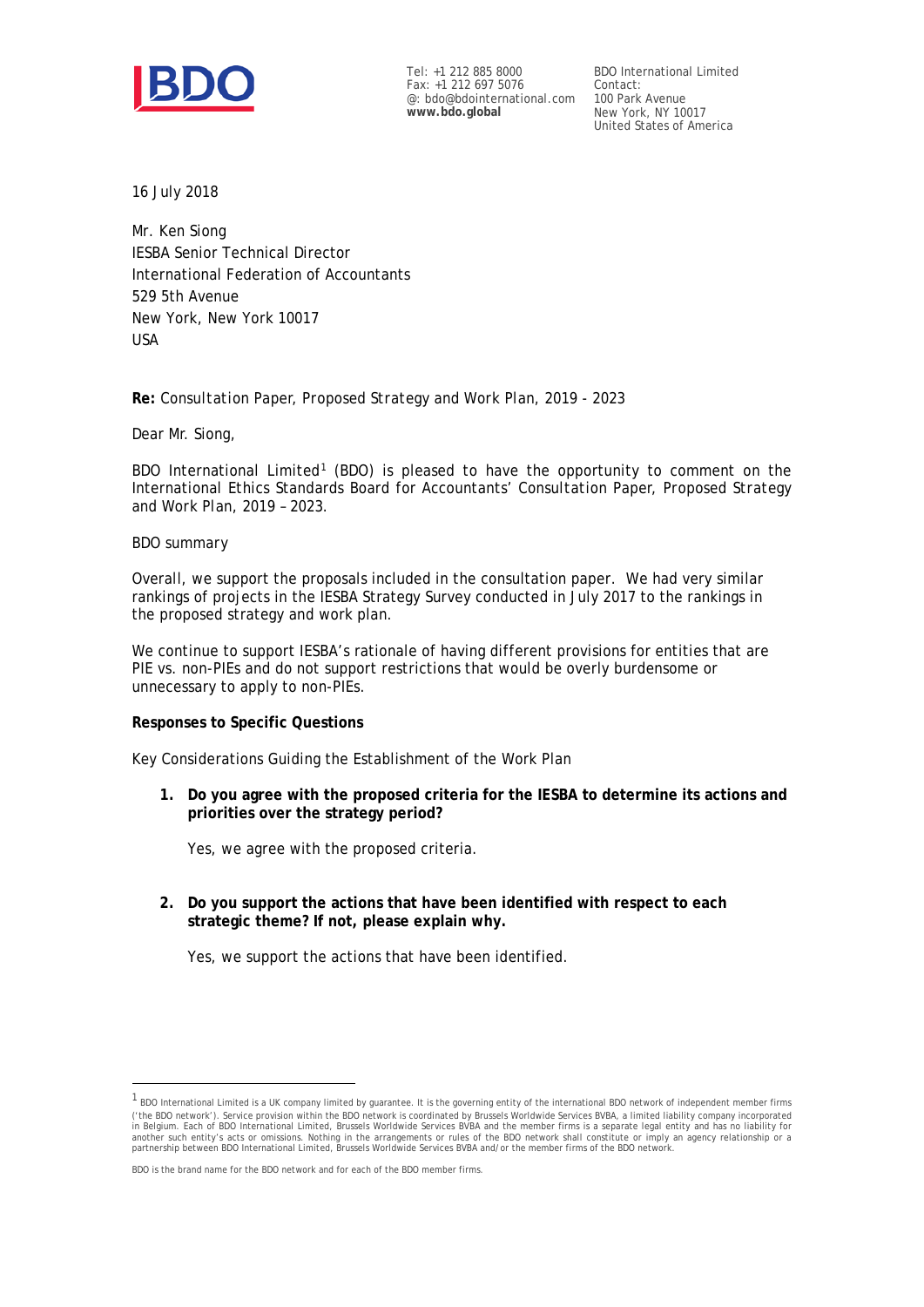Tel: +1 212 885 8000
Fax: +1 212 697 5076
@: bdo@bdointernational.com
**www.bdo.global**

BDO International Limited
Contact:
100 Park Avenue
New York, NY 10017
United States of America

16 July 2018

Mr. Ken Siong
IESBA Senior Technical Director
International Federation of Accountants
529 5th Avenue
New York, New York 10017
USA

**Re:** *Consultation Paper, Proposed Strategy and Work Plan, 2019 - 2023*

Dear Mr. Siong,

BDO International Limited[1] (BDO) is pleased to have the opportunity to comment on the International Ethics Standards Board for Accountants' *Consultation Paper, Proposed Strategy and Work Plan, 2019 – 2023*.

BDO summary

Overall, we support the proposals included in the consultation paper. We had very similar rankings of projects in the IESBA Strategy Survey conducted in July 2017 to the rankings in the proposed strategy and work plan.

We continue to support IESBA's rationale of having different provisions for entities that are PIE vs. non-PIEs and do not support restrictions that would be overly burdensome or unnecessary to apply to non-PIEs.

**Responses to Specific Questions**

Key Considerations Guiding the Establishment of the Work Plan

1. **Do you agree with the proposed criteria for the IESBA to determine its actions and priorities over the strategy period?**

   Yes, we agree with the proposed criteria.

2. **Do you support the actions that have been identified with respect to each strategic theme? If not, please explain why.**

   Yes, we support the actions that have been identified.

[1] BDO International Limited is a UK company limited by guarantee. It is the governing entity of the international BDO network of independent member firms ('the BDO network'). Service provision within the BDO network is coordinated by Brussels Worldwide Services BVBA, a limited liability company incorporated in Belgium. Each of BDO International Limited, Brussels Worldwide Services BVBA and the member firms is a separate legal entity and has no liability for another such entity's acts or omissions. Nothing in the arrangements or rules of the BDO network shall constitute or imply an agency relationship or a partnership between BDO International Limited, Brussels Worldwide Services BVBA and/or the member firms of the BDO network.

BDO is the brand name for the BDO network and for each of the BDO member firms.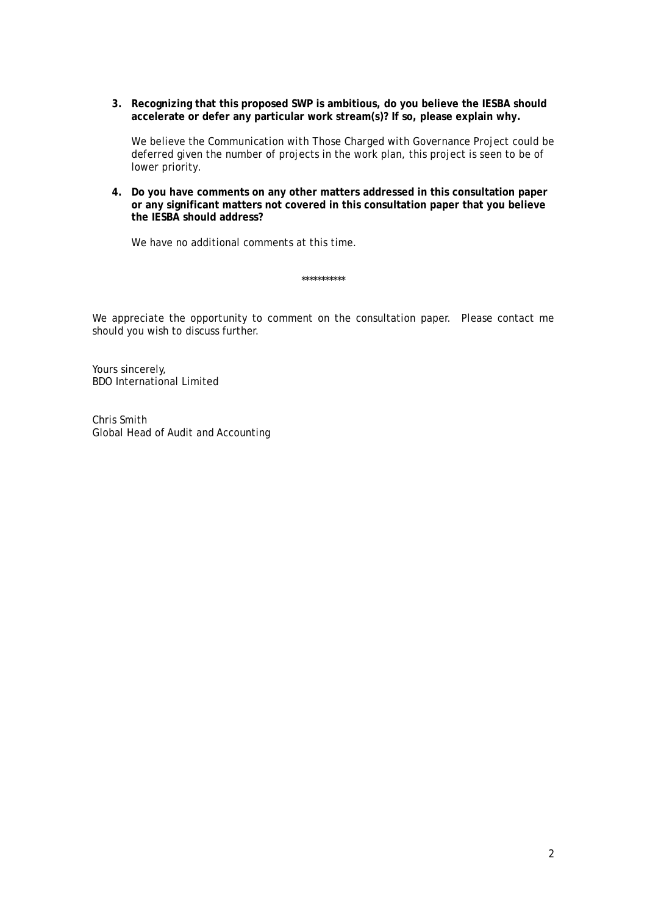3. **Recognizing that this proposed SWP is ambitious, do you believe the IESBA should accelerate or defer any particular work stream(s)? If so, please explain why.**

   We believe the Communication with Those Charged with Governance Project could be deferred given the number of projects in the work plan, this project is seen to be of lower priority.

4. **Do you have comments on any other matters addressed in this consultation paper or any significant matters not covered in this consultation paper that you believe the IESBA should address?**

   We have no additional comments at this time.

**********

We appreciate the opportunity to comment on the consultation paper. Please contact me should you wish to discuss further.

Yours sincerely,
BDO International Limited

Chris Smith
Global Head of Audit and Accounting